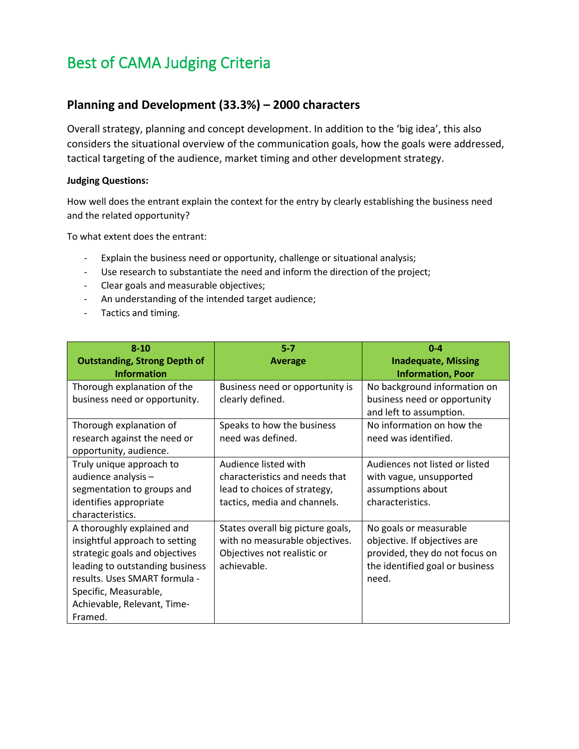# Best of CAMA Judging Criteria

## Planning and Development (33.3%) – 2000 characters

Overall strategy, planning and concept development. In addition to the 'big idea', this also considers the situational overview of the communication goals, how the goals were addressed, tactical targeting of the audience, market timing and other development strategy.

**Judging Questions:**

How well does the entrant explain the context for the entry by clearly establishing the business need and the related opportunity?

To what extent does the entrant:

- Explain the business need or opportunity, challenge or situational analysis;
- Use research to substantiate the need and inform the direction of the project;
- Clear goals and measurable objectives;
- An understanding of the intended target audience;
- Tactics and timing.

| 8-10<br>Outstanding, Strong Depth of Information | 5-7<br>Average | 0-4<br>Inadequate, Missing Information, Poor |
|---|---|---|
| Thorough explanation of the business need or opportunity. | Business need or opportunity is clearly defined. | No background information on business need or opportunity and left to assumption. |
| Thorough explanation of research against the need or opportunity, audience. | Speaks to how the business need was defined. | No information on how the need was identified. |
| Truly unique approach to audience analysis – segmentation to groups and identifies appropriate characteristics. | Audience listed with characteristics and needs that lead to choices of strategy, tactics, media and channels. | Audiences not listed or listed with vague, unsupported assumptions about characteristics. |
| A thoroughly explained and insightful approach to setting strategic goals and objectives leading to outstanding business results. Uses SMART formula - Specific, Measurable, Achievable, Relevant, Time-Framed. | States overall big picture goals, with no measurable objectives. Objectives not realistic or achievable. | No goals or measurable objective. If objectives are provided, they do not focus on the identified goal or business need. |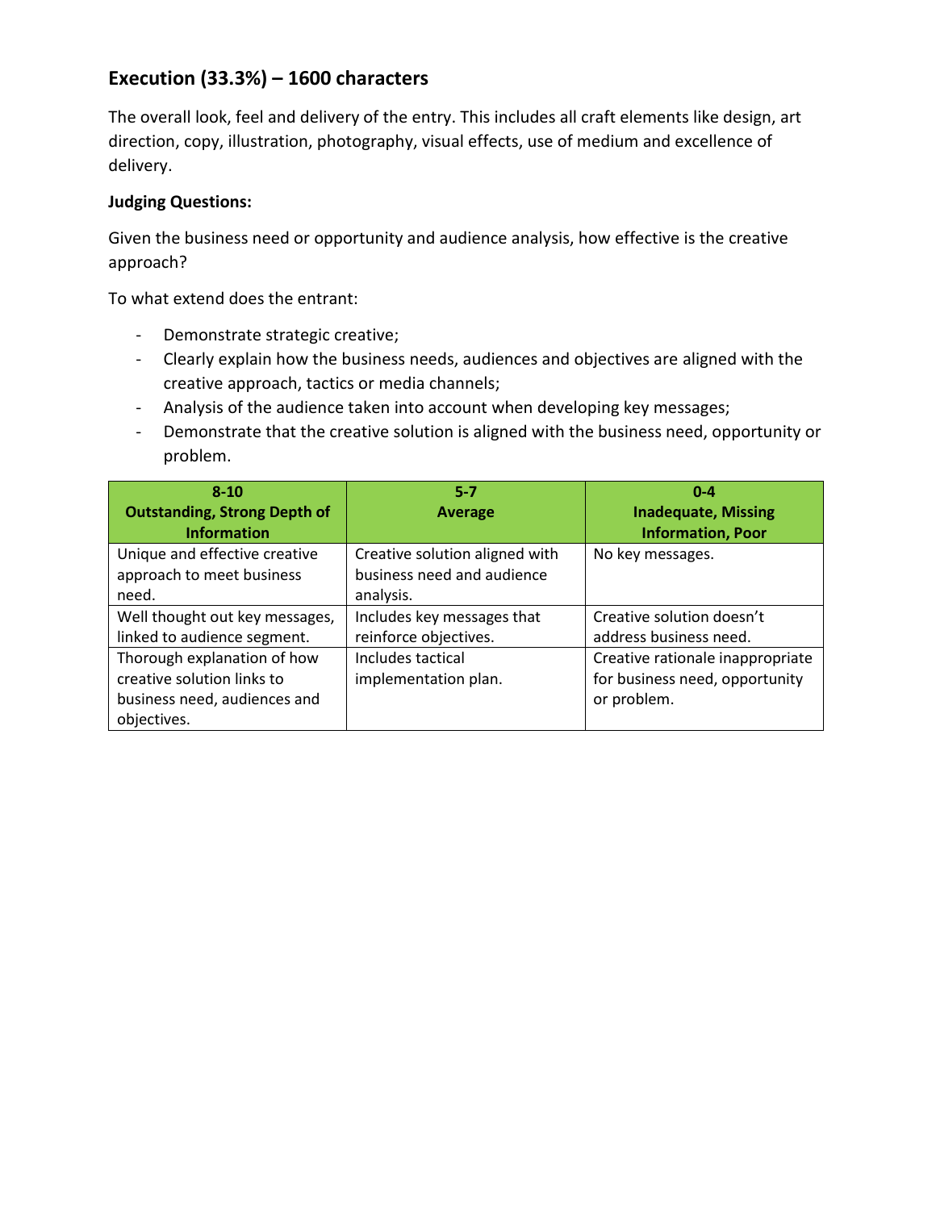## Execution (33.3%) – 1600 characters

The overall look, feel and delivery of the entry. This includes all craft elements like design, art direction, copy, illustration, photography, visual effects, use of medium and excellence of delivery.

**Judging Questions:**

Given the business need or opportunity and audience analysis, how effective is the creative approach?

To what extend does the entrant:

- Demonstrate strategic creative;
- Clearly explain how the business needs, audiences and objectives are aligned with the creative approach, tactics or media channels;
- Analysis of the audience taken into account when developing key messages;
- Demonstrate that the creative solution is aligned with the business need, opportunity or problem.

| 8-10 Outstanding, Strong Depth of Information | 5-7 Average | 0-4 Inadequate, Missing Information, Poor |
|---|---|---|
| Unique and effective creative approach to meet business need. | Creative solution aligned with business need and audience analysis. | No key messages. |
| Well thought out key messages, linked to audience segment. | Includes key messages that reinforce objectives. | Creative solution doesn't address business need. |
| Thorough explanation of how creative solution links to business need, audiences and objectives. | Includes tactical implementation plan. | Creative rationale inappropriate for business need, opportunity or problem. |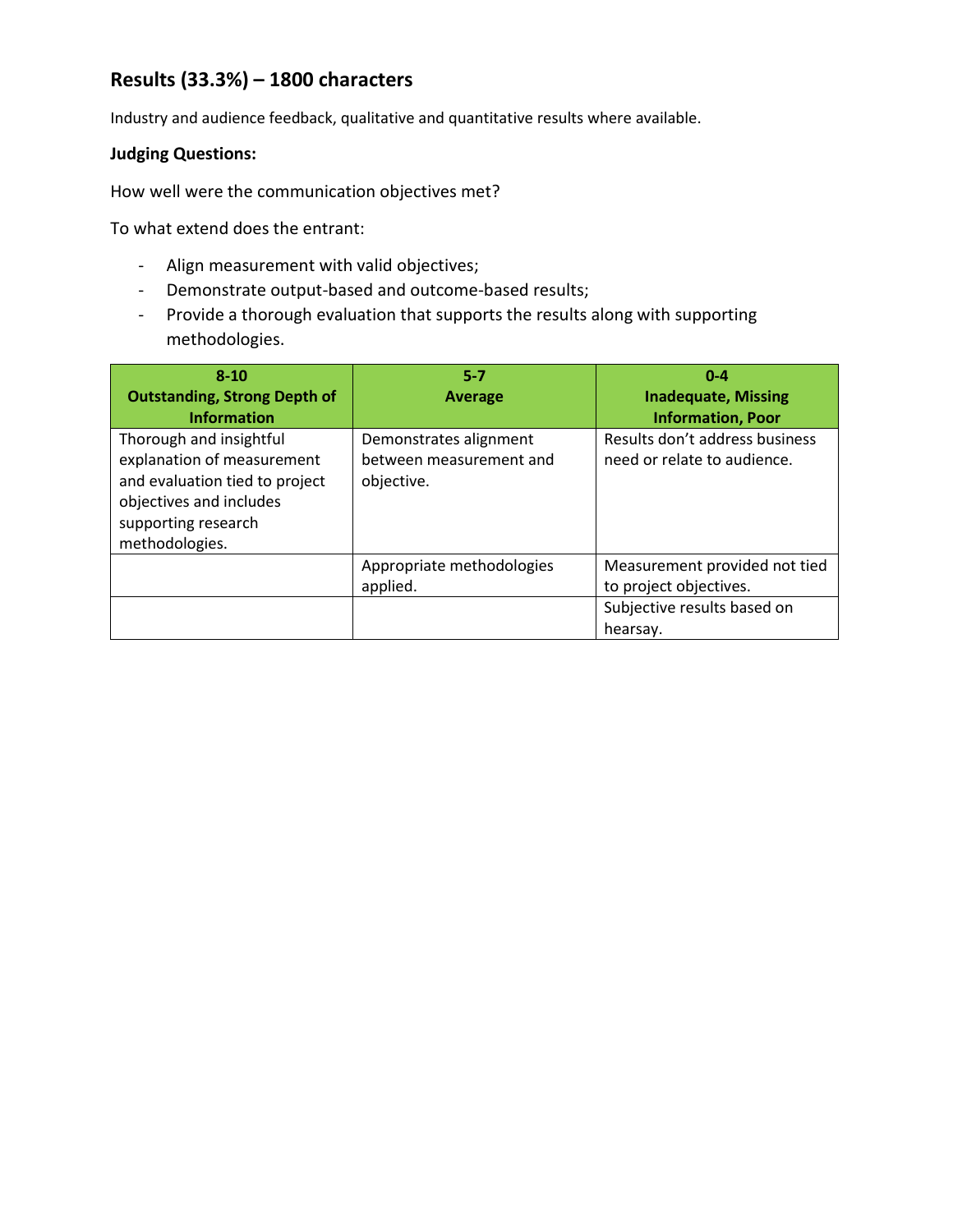## Results (33.3%) – 1800 characters

Industry and audience feedback, qualitative and quantitative results where available.

**Judging Questions:**

How well were the communication objectives met?

To what extend does the entrant:

- Align measurement with valid objectives;
- Demonstrate output-based and outcome-based results;
- Provide a thorough evaluation that supports the results along with supporting methodologies.

| 8-10 Outstanding, Strong Depth of Information | 5-7 Average | 0-4 Inadequate, Missing Information, Poor |
|---|---|---|
| Thorough and insightful explanation of measurement and evaluation tied to project objectives and includes supporting research methodologies. | Demonstrates alignment between measurement and objective. | Results don't address business need or relate to audience. |
| | Appropriate methodologies applied. | Measurement provided not tied to project objectives. |
| | | Subjective results based on hearsay. |